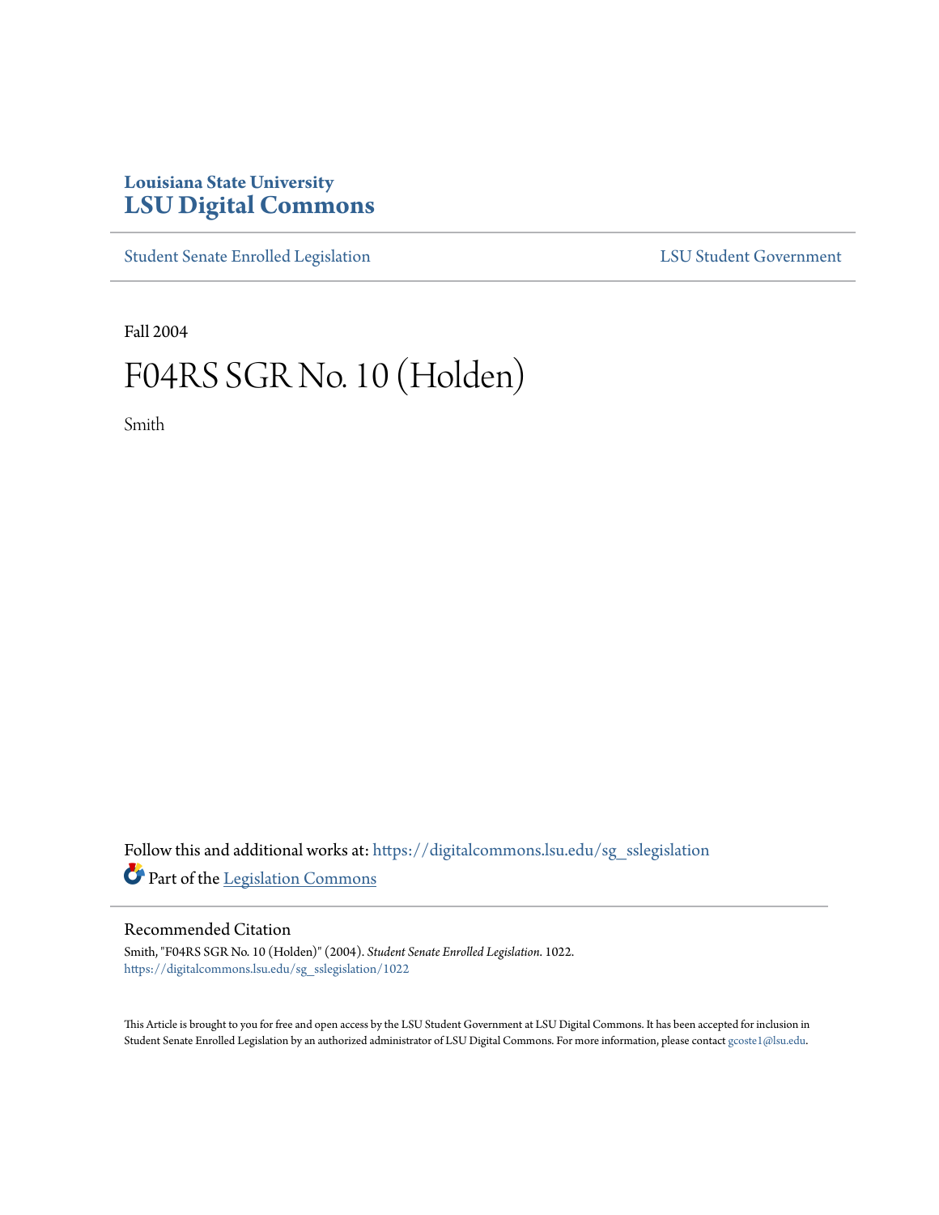**Louisiana State University**
**LSU Digital Commons**

Student Senate Enrolled Legislation | LSU Student Government

Fall 2004

# F04RS SGR No. 10 (Holden)

Smith

Follow this and additional works at: https://digitalcommons.lsu.edu/sg_sslegislation

Part of the Legislation Commons

## Recommended Citation

Smith, "F04RS SGR No. 10 (Holden)" (2004). *Student Senate Enrolled Legislation*. 1022.
https://digitalcommons.lsu.edu/sg_sslegislation/1022

This Article is brought to you for free and open access by the LSU Student Government at LSU Digital Commons. It has been accepted for inclusion in Student Senate Enrolled Legislation by an authorized administrator of LSU Digital Commons. For more information, please contact gcoste1@lsu.edu.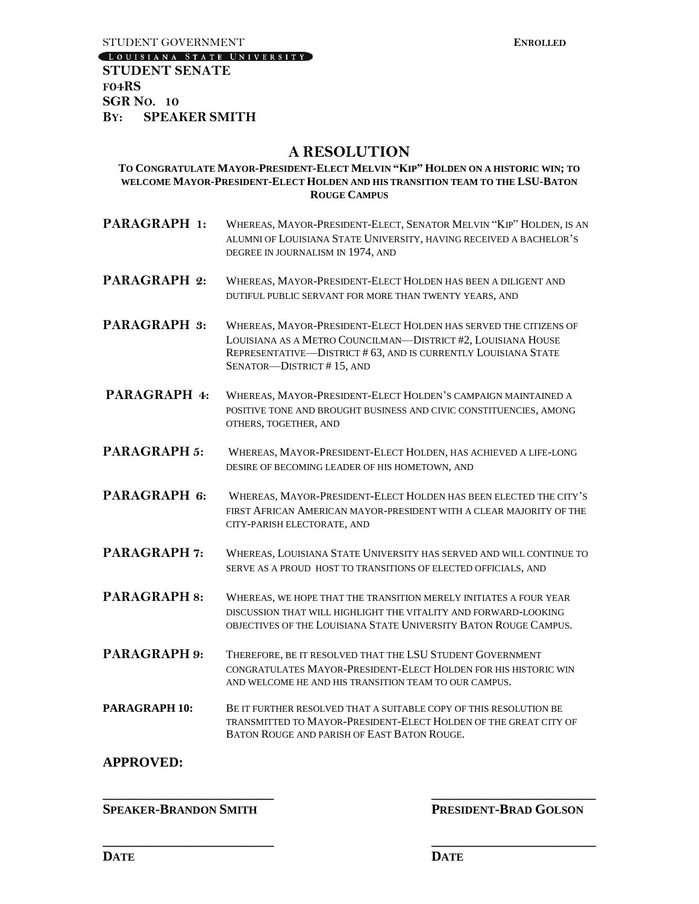STUDENT GOVERNMENT **ENROLLED**

LOUISIANA STATE UNIVERSITY

**STUDENT SENATE**
**F04RS**
**SGR NO. 10**
**BY: SPEAKER SMITH**

# A RESOLUTION

**TO CONGRATULATE MAYOR-PRESIDENT-ELECT MELVIN "KIP" HOLDEN ON A HISTORIC WIN; TO WELCOME MAYOR-PRESIDENT-ELECT HOLDEN AND HIS TRANSITION TEAM TO THE LSU-BATON ROUGE CAMPUS**

**PARAGRAPH 1:** WHEREAS, MAYOR-PRESIDENT-ELECT, SENATOR MELVIN "KIP" HOLDEN, IS AN ALUMNI OF LOUISIANA STATE UNIVERSITY, HAVING RECEIVED A BACHELOR'S DEGREE IN JOURNALISM IN 1974, AND

**PARAGRAPH 2:** WHEREAS, MAYOR-PRESIDENT-ELECT HOLDEN HAS BEEN A DILIGENT AND DUTIFUL PUBLIC SERVANT FOR MORE THAN TWENTY YEARS, AND

**PARAGRAPH 3:** WHEREAS, MAYOR-PRESIDENT-ELECT HOLDEN HAS SERVED THE CITIZENS OF LOUISIANA AS A METRO COUNCILMAN—DISTRICT #2, LOUISIANA HOUSE REPRESENTATIVE—DISTRICT # 63, AND IS CURRENTLY LOUISIANA STATE SENATOR—DISTRICT # 15, AND

**PARAGRAPH 4:** WHEREAS, MAYOR-PRESIDENT-ELECT HOLDEN'S CAMPAIGN MAINTAINED A POSITIVE TONE AND BROUGHT BUSINESS AND CIVIC CONSTITUENCIES, AMONG OTHERS, TOGETHER, AND

**PARAGRAPH 5:** WHEREAS, MAYOR-PRESIDENT-ELECT HOLDEN, HAS ACHIEVED A LIFE-LONG DESIRE OF BECOMING LEADER OF HIS HOMETOWN, AND

**PARAGRAPH 6:** WHEREAS, MAYOR-PRESIDENT-ELECT HOLDEN HAS BEEN ELECTED THE CITY'S FIRST AFRICAN AMERICAN MAYOR-PRESIDENT WITH A CLEAR MAJORITY OF THE CITY-PARISH ELECTORATE, AND

**PARAGRAPH 7:** WHEREAS, LOUISIANA STATE UNIVERSITY HAS SERVED AND WILL CONTINUE TO SERVE AS A PROUD HOST TO TRANSITIONS OF ELECTED OFFICIALS, AND

**PARAGRAPH 8:** WHEREAS, WE HOPE THAT THE TRANSITION MERELY INITIATES A FOUR YEAR DISCUSSION THAT WILL HIGHLIGHT THE VITALITY AND FORWARD-LOOKING OBJECTIVES OF THE LOUISIANA STATE UNIVERSITY BATON ROUGE CAMPUS.

**PARAGRAPH 9:** THEREFORE, BE IT RESOLVED THAT THE LSU STUDENT GOVERNMENT CONGRATULATES MAYOR-PRESIDENT-ELECT HOLDEN FOR HIS HISTORIC WIN AND WELCOME HE AND HIS TRANSITION TEAM TO OUR CAMPUS.

**PARAGRAPH 10:** BE IT FURTHER RESOLVED THAT A SUITABLE COPY OF THIS RESOLUTION BE TRANSMITTED TO MAYOR-PRESIDENT-ELECT HOLDEN OF THE GREAT CITY OF BATON ROUGE AND PARISH OF EAST BATON ROUGE.

**APPROVED:**

\_\_\_\_\_\_\_\_\_\_\_\_\_\_\_\_\_\_\_\_\_\_\_\_\_\_ \_\_\_\_\_\_\_\_\_\_\_\_\_\_\_\_\_\_\_\_\_\_\_\_\_\_

**SPEAKER-BRANDON SMITH** **PRESIDENT-BRAD GOLSON**

\_\_\_\_\_\_\_\_\_\_\_\_\_\_\_\_\_\_\_\_\_\_\_\_\_\_ \_\_\_\_\_\_\_\_\_\_\_\_\_\_\_\_\_\_\_\_\_\_\_\_\_\_

**DATE** **DATE**